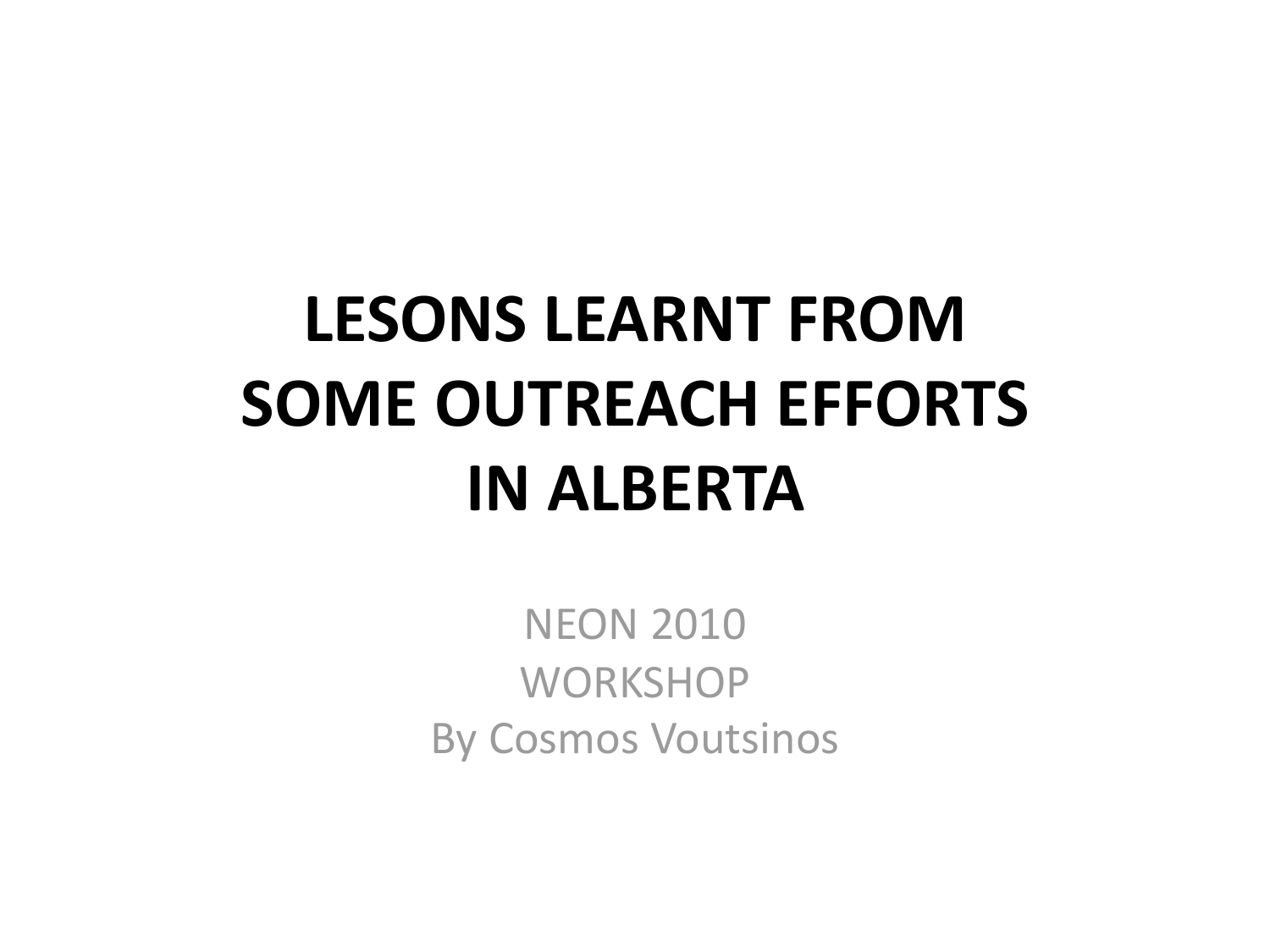# LESONS LEARNT FROM SOME OUTREACH EFFORTS IN ALBERTA

NEON 2010
WORKSHOP
By Cosmos Voutsinos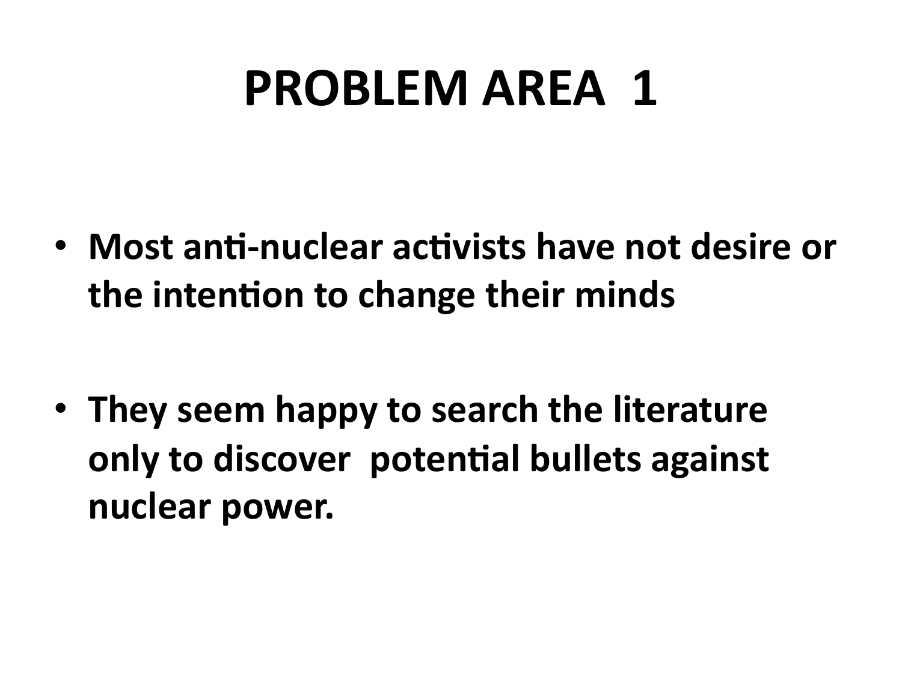# PROBLEM AREA 1

- **Most anti-nuclear activists have not desire or the intention to change their minds**

- **They seem happy to search the literature only to discover potential bullets against nuclear power.**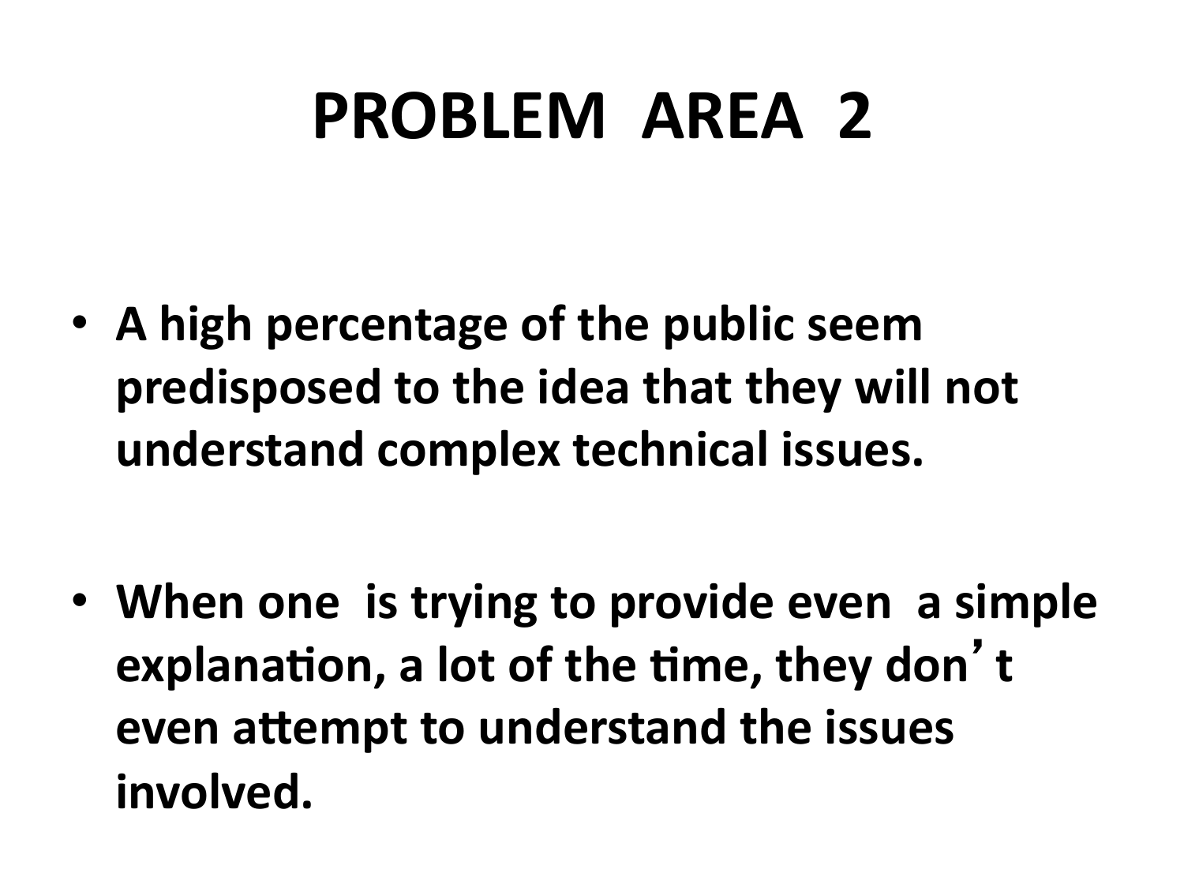# PROBLEM AREA 2

- **A high percentage of the public seem predisposed to the idea that they will not understand complex technical issues.**

- **When one is trying to provide even a simple explanation, a lot of the time, they don't even attempt to understand the issues involved.**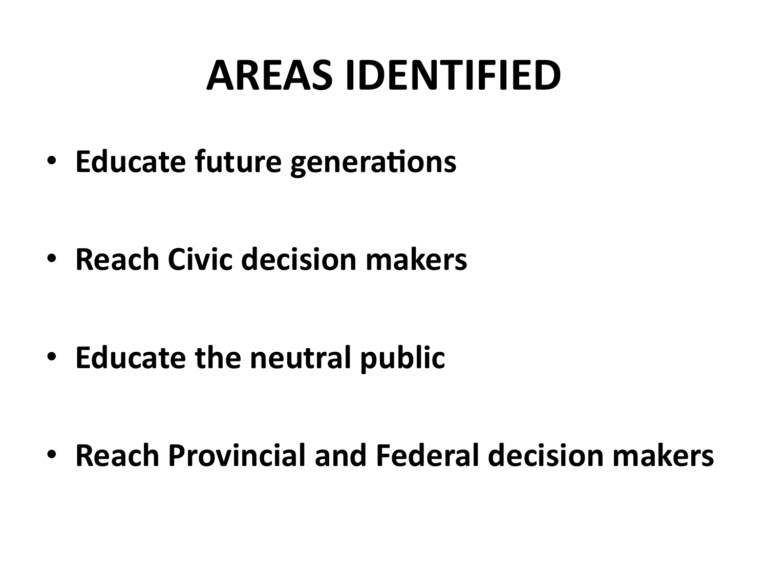# AREAS IDENTIFIED

- **Educate future generations**

- **Reach Civic decision makers**

- **Educate the neutral public**

- **Reach Provincial and Federal decision makers**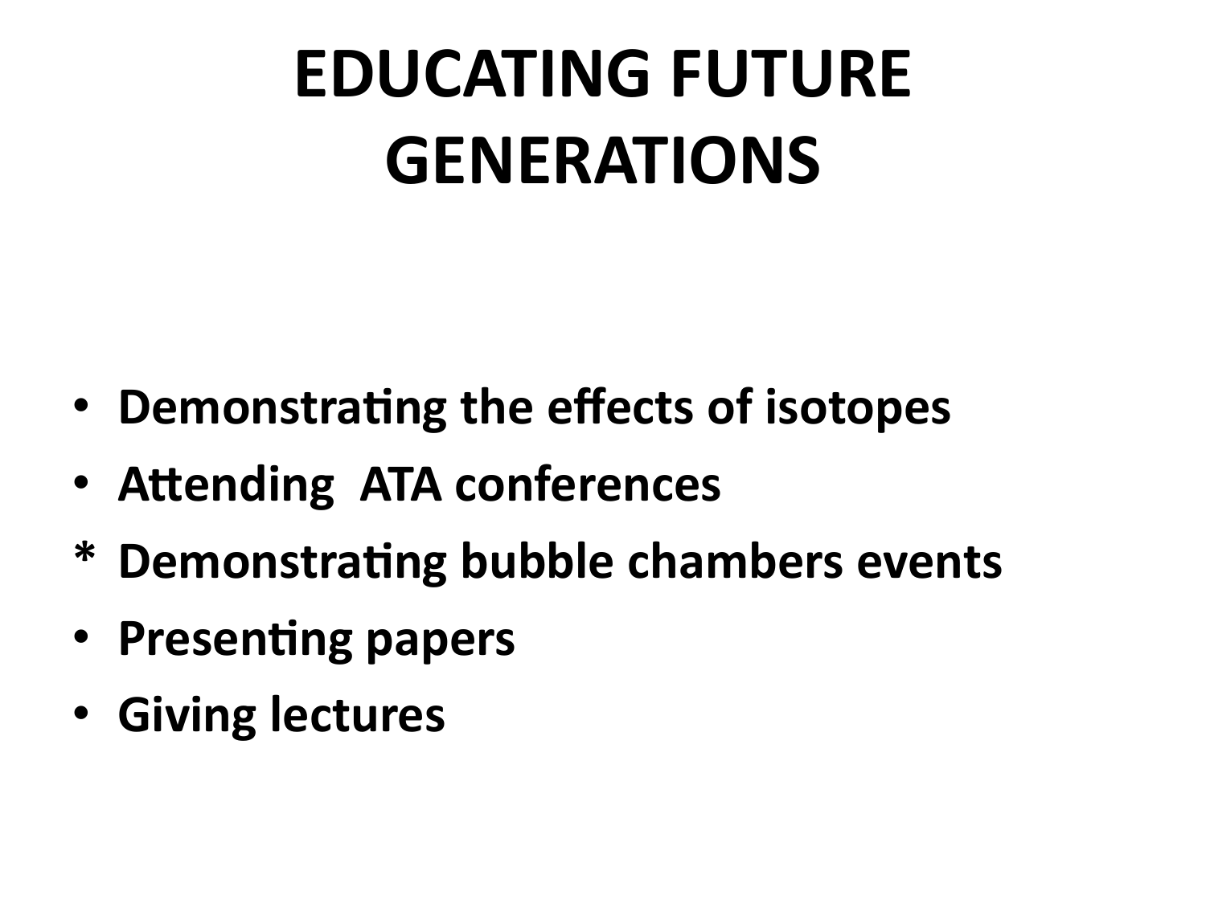# EDUCATING FUTURE GENERATIONS

- Demonstrating the effects of isotopes
- Attending  ATA conferences

* Demonstrating bubble chambers events

- Presenting papers
- Giving lectures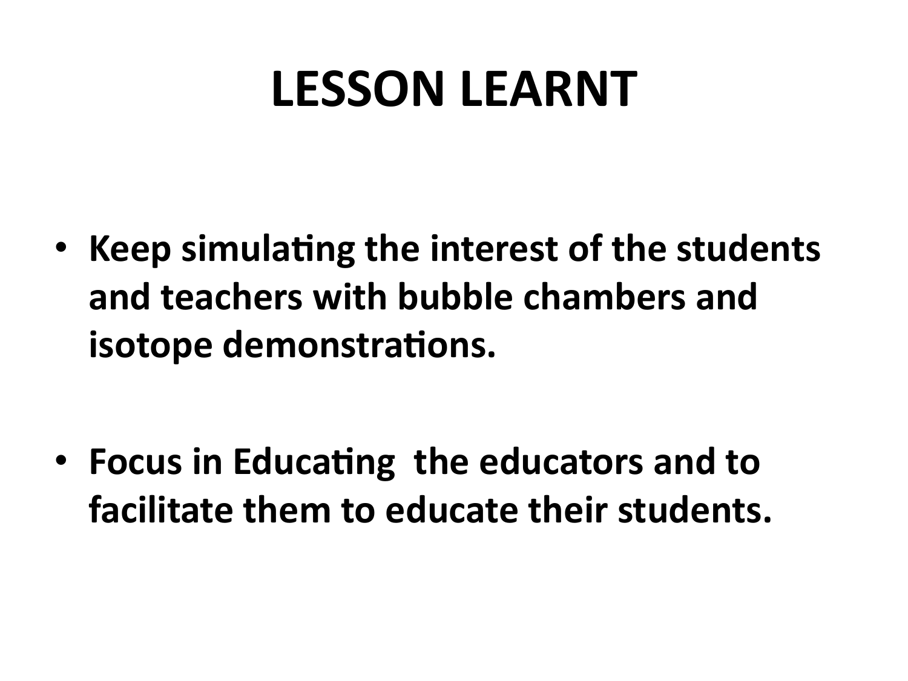# LESSON LEARNT

- **Keep simulating the interest of the students and teachers with bubble chambers and isotope demonstrations.**

- **Focus in Educating the educators and to facilitate them to educate their students.**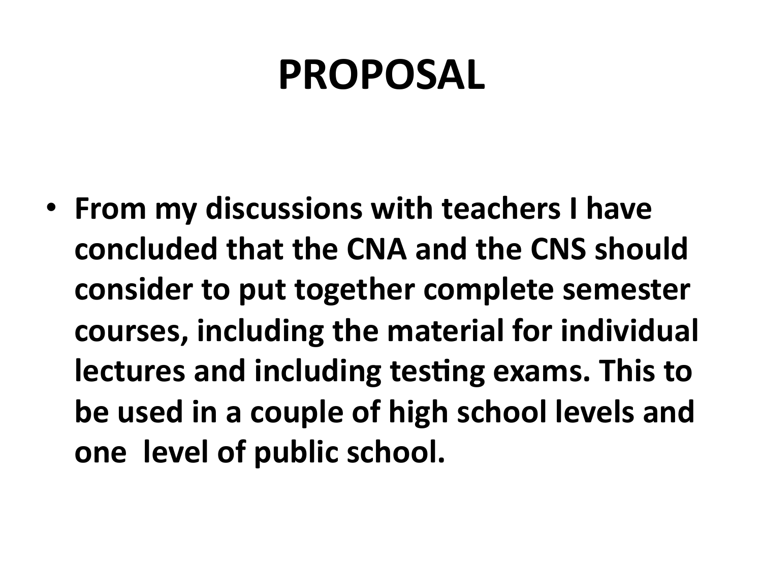# PROPOSAL

- **From my discussions with teachers I have concluded that the CNA and the CNS should consider to put together complete semester courses, including the material for individual lectures and including testing exams. This to be used in a couple of high school levels and one level of public school.**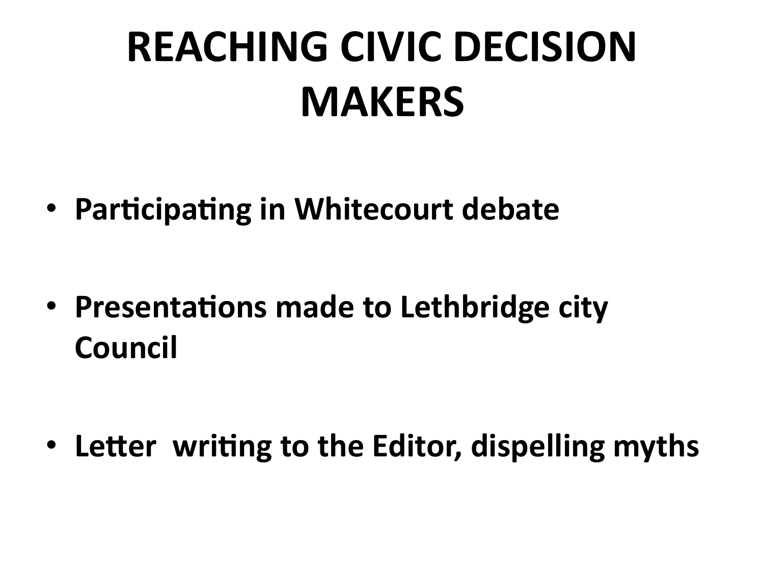# REACHING CIVIC DECISION MAKERS

- **Participating in Whitecourt debate**
- **Presentations made to Lethbridge city Council**
- **Letter  writing to the Editor, dispelling myths**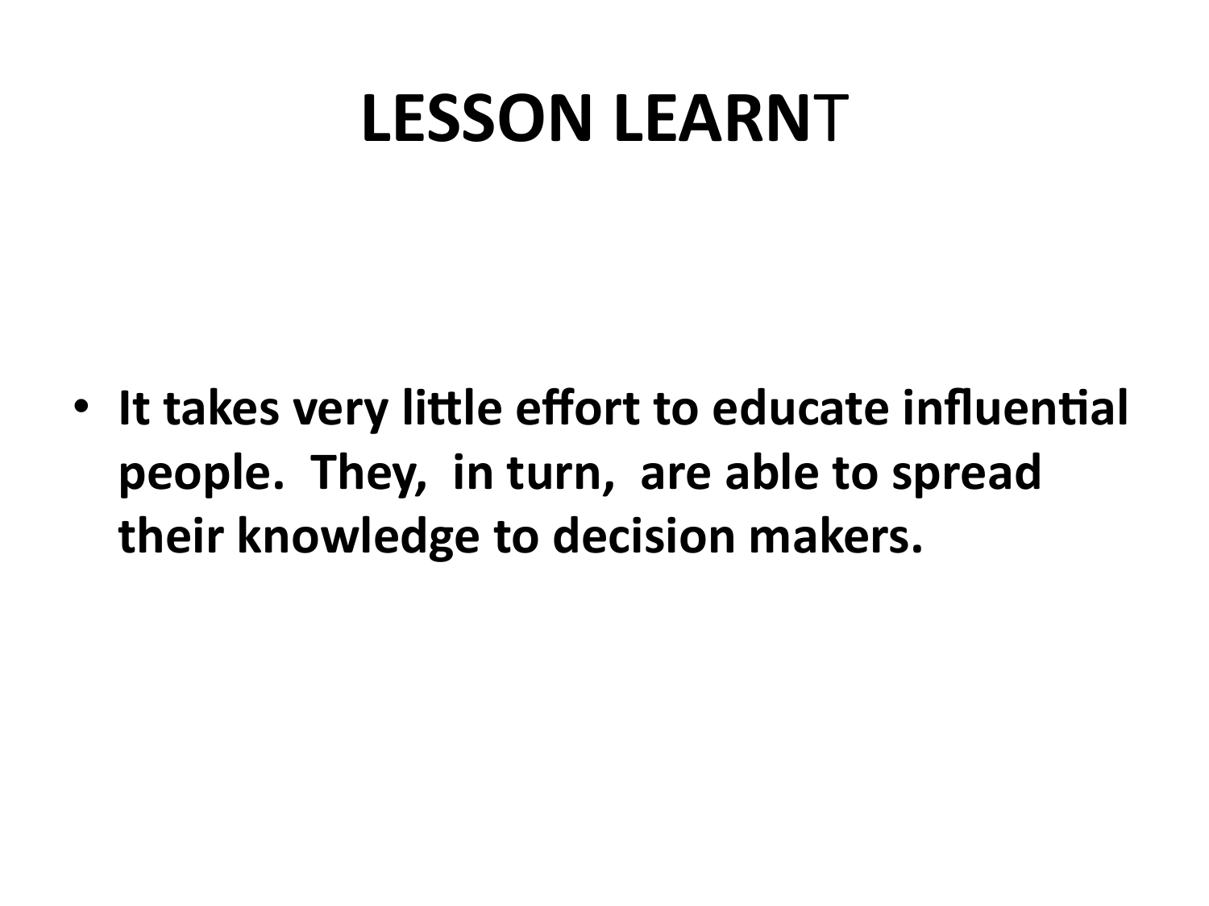# LESSON LEARNT

- **It takes very little effort to educate influential people. They, in turn, are able to spread their knowledge to decision makers.**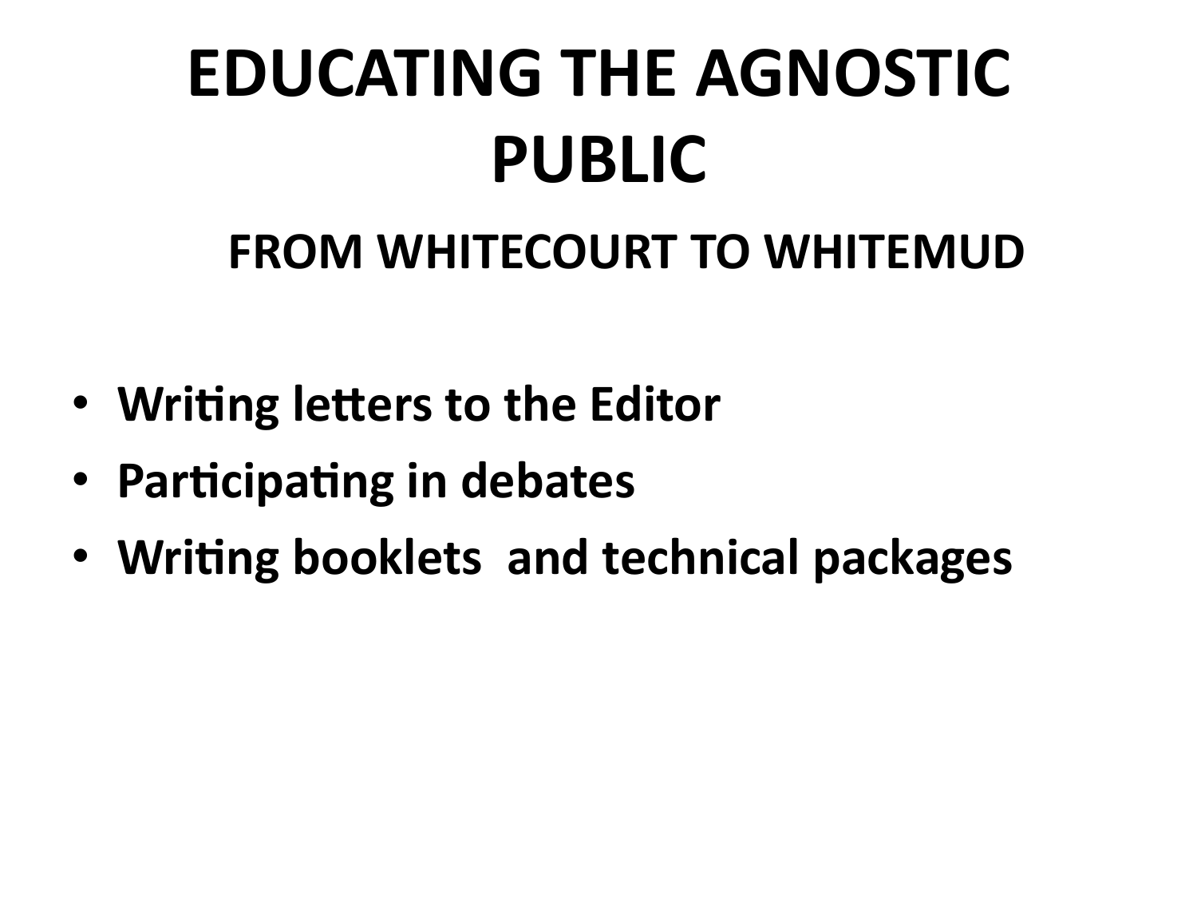# EDUCATING THE AGNOSTIC PUBLIC

## FROM WHITECOURT TO WHITEMUD

- **Writing letters to the Editor**
- **Participating in debates**
- **Writing booklets and technical packages**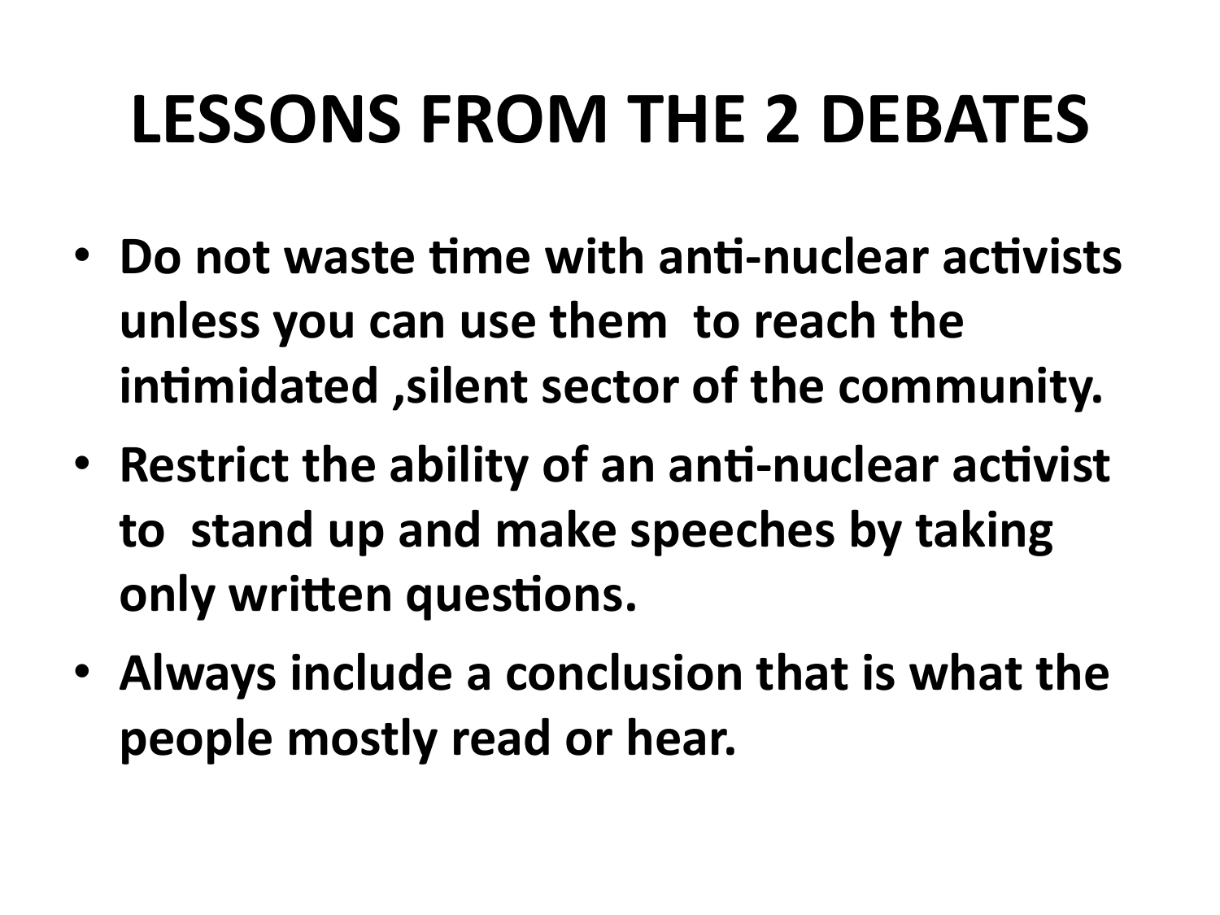# LESSONS FROM THE 2 DEBATES

- **Do not waste time with anti-nuclear activists unless you can use them to reach the intimidated ,silent sector of the community.**
- **Restrict the ability of an anti-nuclear activist to stand up and make speeches by taking only written questions.**
- **Always include a conclusion that is what the people mostly read or hear.**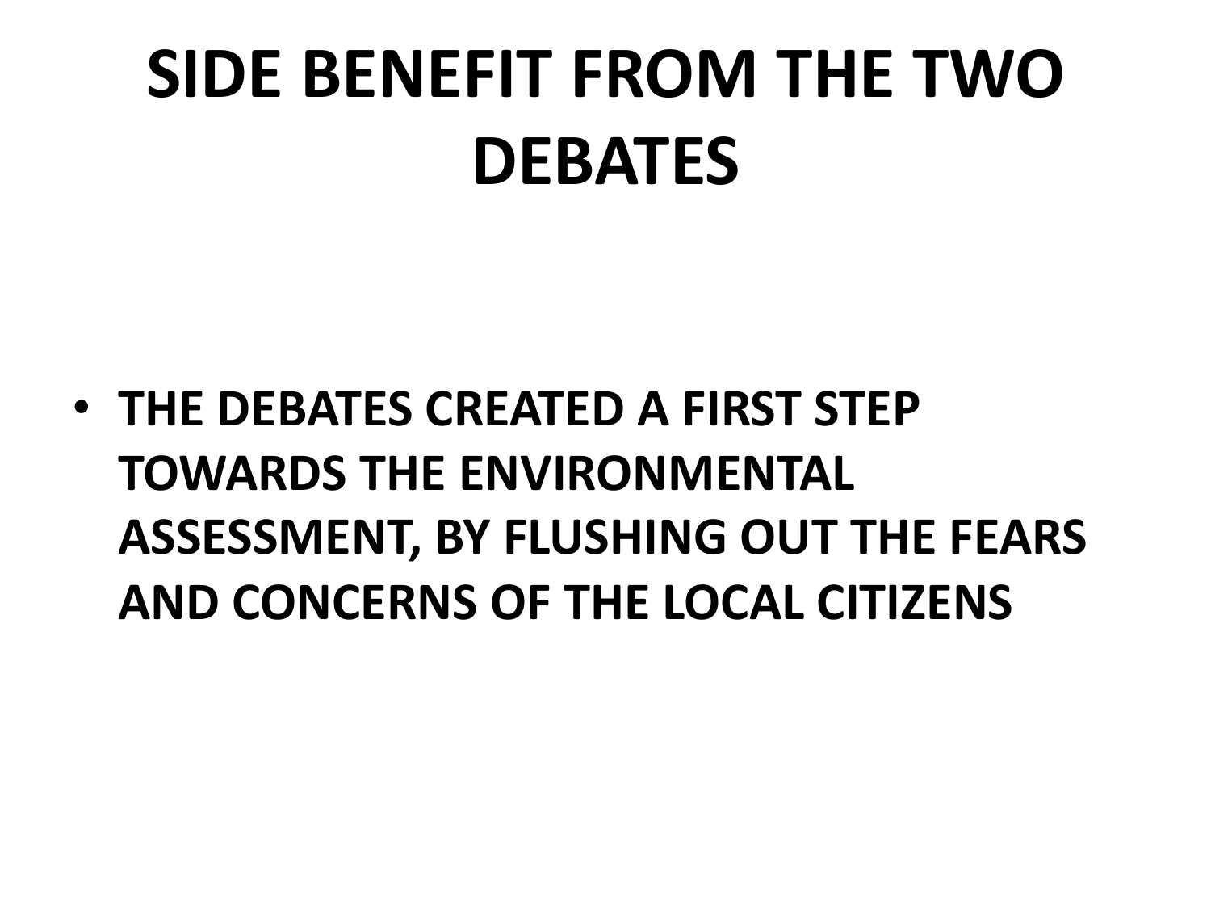# SIDE BENEFIT FROM THE TWO DEBATES

- **THE DEBATES CREATED A FIRST STEP TOWARDS THE ENVIRONMENTAL ASSESSMENT, BY FLUSHING OUT THE FEARS AND CONCERNS OF THE LOCAL CITIZENS**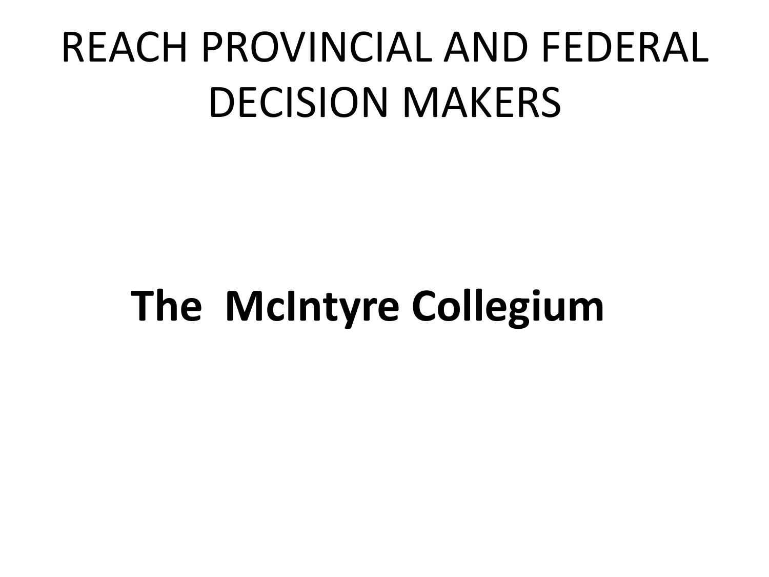# REACH PROVINCIAL AND FEDERAL DECISION MAKERS

**The McIntyre Collegium**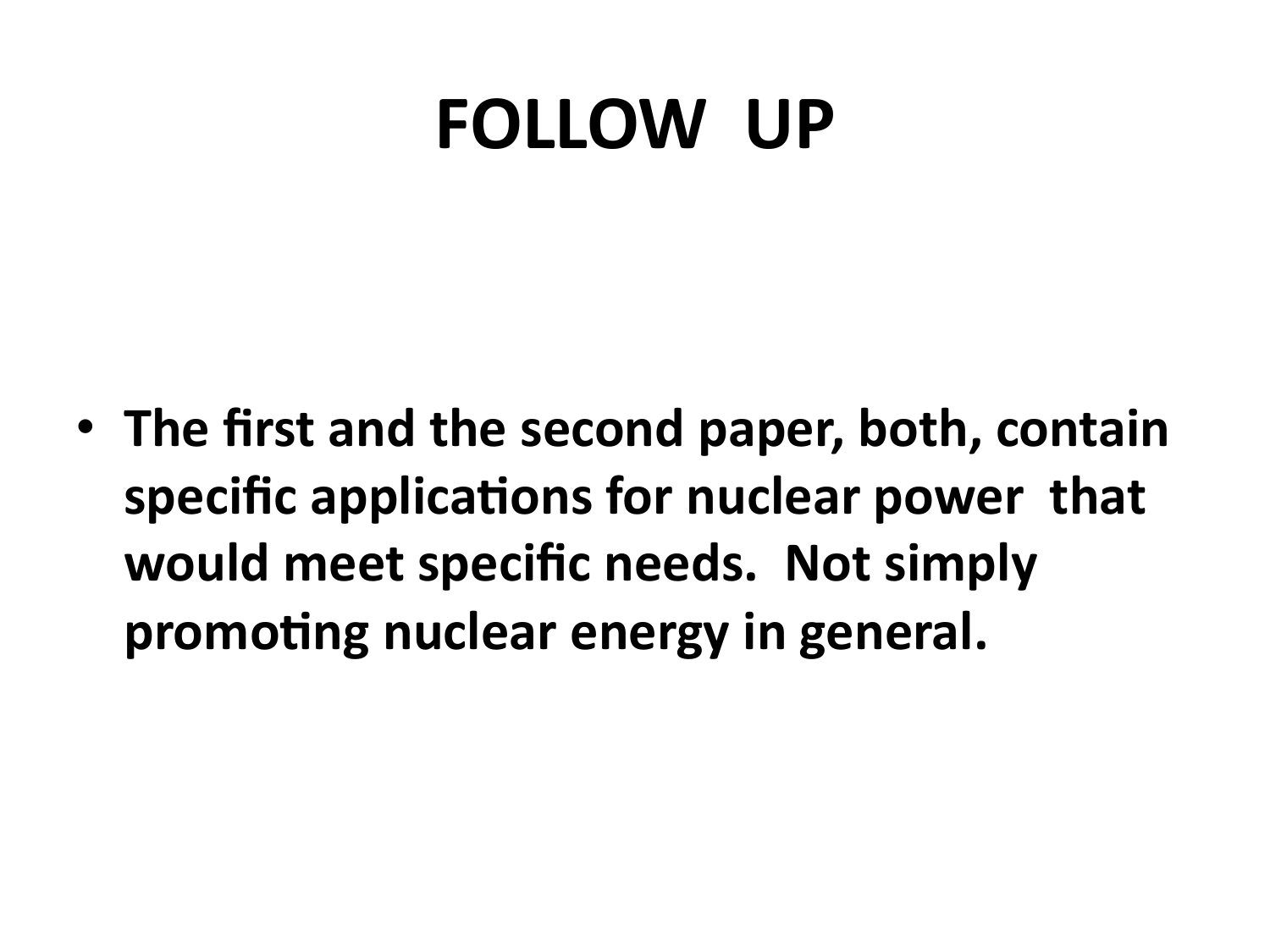# FOLLOW UP

- **The first and the second paper, both, contain specific applications for nuclear power that would meet specific needs. Not simply promoting nuclear energy in general.**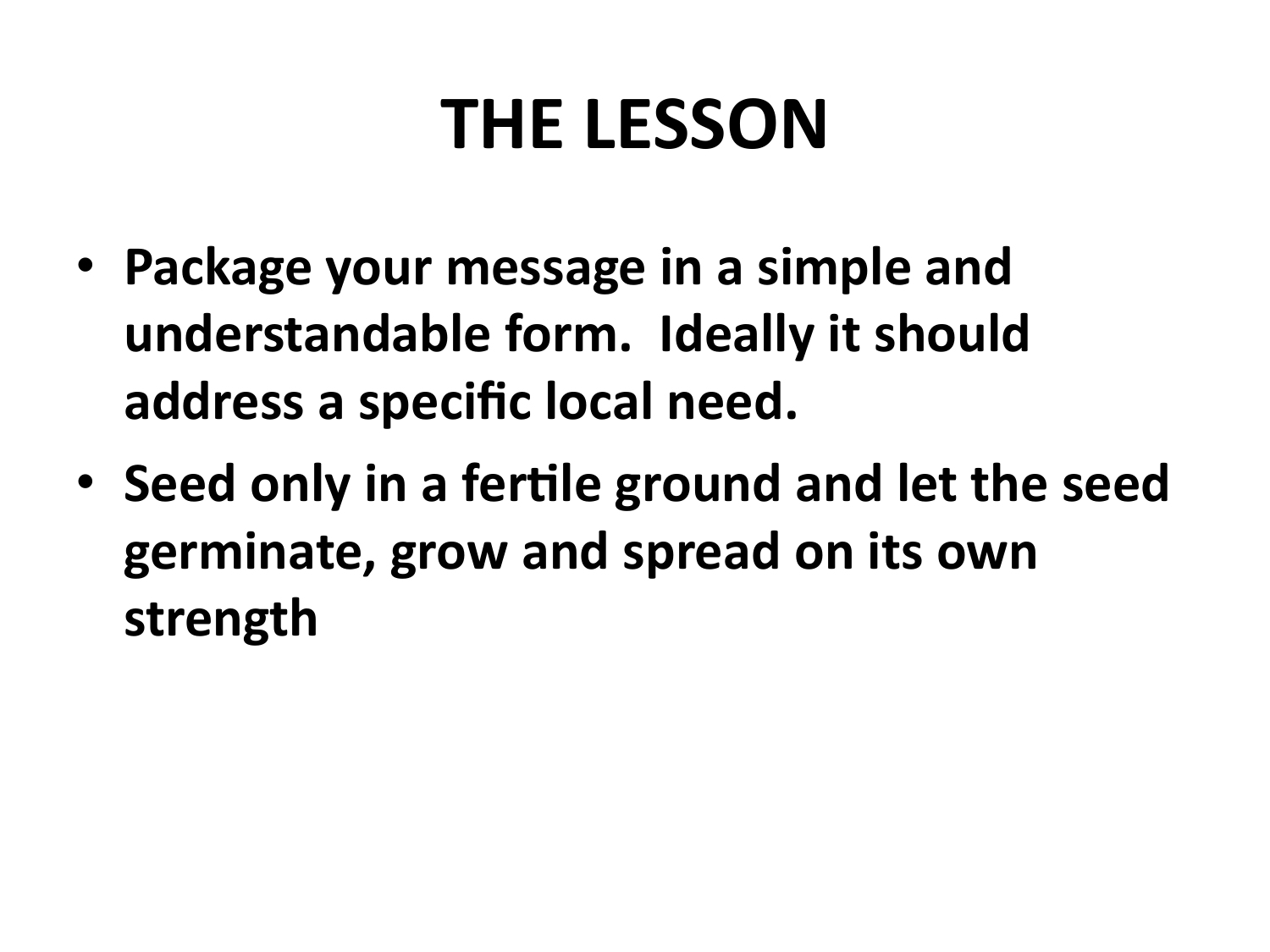# THE LESSON

- **Package your message in a simple and understandable form. Ideally it should address a specific local need.**
- **Seed only in a fertile ground and let the seed germinate, grow and spread on its own strength**